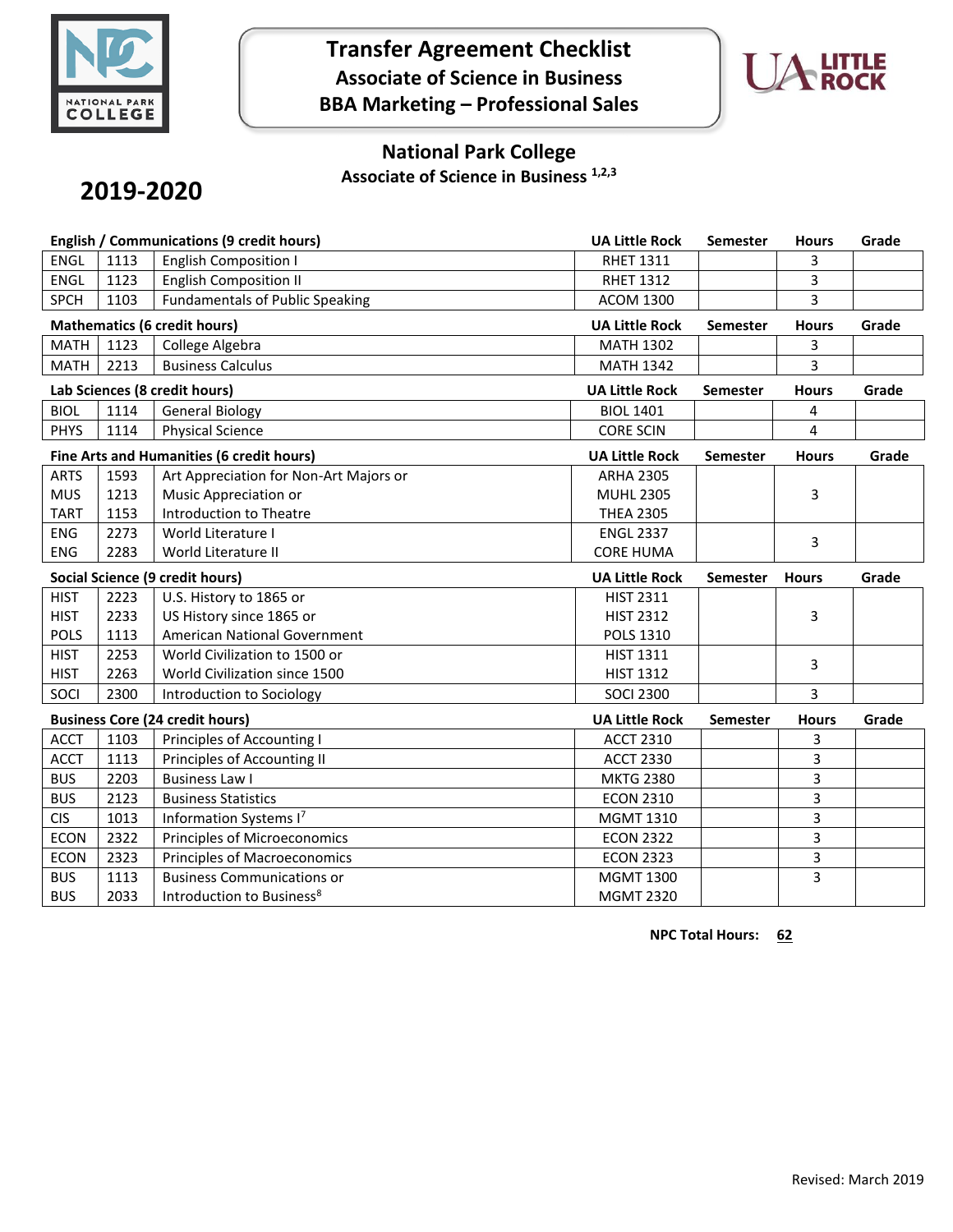# Transfer Agreement Checklist
## Associate of Science in Business
## BBA Marketing – Professional Sales

## National Park College
### Associate of Science in Business [1,2,3]

**2019-2020**

| English / Communications (9 credit hours) | | | UA Little Rock | Semester | Hours | Grade |
|---|---|---|---|---|---|---|
| ENGL | 1113 | English Composition I | RHET 1311 | | 3 | |
| ENGL | 1123 | English Composition II | RHET 1312 | | 3 | |
| SPCH | 1103 | Fundamentals of Public Speaking | ACOM 1300 | | 3 | |

| Mathematics (6 credit hours) | | | UA Little Rock | Semester | Hours | Grade |
|---|---|---|---|---|---|---|
| MATH | 1123 | College Algebra | MATH 1302 | | 3 | |
| MATH | 2213 | Business Calculus | MATH 1342 | | 3 | |

| Lab Sciences (8 credit hours) | | | UA Little Rock | Semester | Hours | Grade |
|---|---|---|---|---|---|---|
| BIOL | 1114 | General Biology | BIOL 1401 | | 4 | |
| PHYS | 1114 | Physical Science | CORE SCIN | | 4 | |

| Fine Arts and Humanities (6 credit hours) | | | UA Little Rock | Semester | Hours | Grade |
|---|---|---|---|---|---|---|
| ARTS | 1593 | Art Appreciation for Non-Art Majors or | ARHA 2305 | | | |
| MUS | 1213 | Music Appreciation or | MUHL 2305 | | 3 | |
| TART | 1153 | Introduction to Theatre | THEA 2305 | | | |
| ENG | 2273 | World Literature I | ENGL 2337 | | 3 | |
| ENG | 2283 | World Literature II | CORE HUMA | | | |

| Social Science (9 credit hours) | | | UA Little Rock | Semester | Hours | Grade |
|---|---|---|---|---|---|---|
| HIST | 2223 | U.S. History to 1865 or | HIST 2311 | | | |
| HIST | 2233 | US History since 1865 or | HIST 2312 | | 3 | |
| POLS | 1113 | American National Government | POLS 1310 | | | |
| HIST | 2253 | World Civilization to 1500 or | HIST 1311 | | 3 | |
| HIST | 2263 | World Civilization since 1500 | HIST 1312 | | | |
| SOCI | 2300 | Introduction to Sociology | SOCI 2300 | | 3 | |

| Business Core (24 credit hours) | | | UA Little Rock | Semester | Hours | Grade |
|---|---|---|---|---|---|---|
| ACCT | 1103 | Principles of Accounting I | ACCT 2310 | | 3 | |
| ACCT | 1113 | Principles of Accounting II | ACCT 2330 | | 3 | |
| BUS | 2203 | Business Law I | MKTG 2380 | | 3 | |
| BUS | 2123 | Business Statistics | ECON 2310 | | 3 | |
| CIS | 1013 | Information Systems I[7] | MGMT 1310 | | 3 | |
| ECON | 2322 | Principles of Microeconomics | ECON 2322 | | 3 | |
| ECON | 2323 | Principles of Macroeconomics | ECON 2323 | | 3 | |
| BUS | 1113 | Business Communications or | MGMT 1300 | | 3 | |
| BUS | 2033 | Introduction to Business[8] | MGMT 2320 | | | |

**NPC Total Hours:** **62**

Revised: March 2019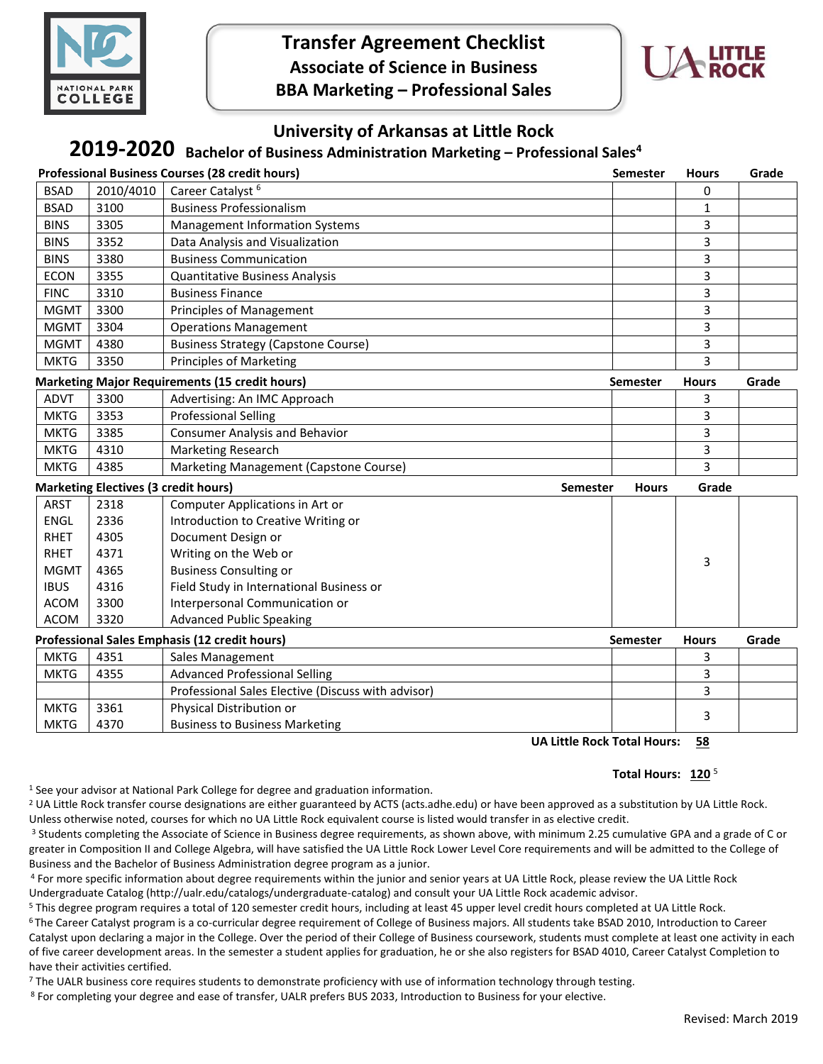# Transfer Agreement Checklist

## Associate of Science in Business

## BBA Marketing – Professional Sales

## University of Arkansas at Little Rock

## 2019-2020 Bachelor of Business Administration Marketing – Professional Sales[4]

| Professional Business Courses (28 credit hours) | | | Semester | Hours | Grade |
|---|---|---|---|---|---|
| BSAD | 2010/4010 | Career Catalyst [6] | | 0 | |
| BSAD | 3100 | Business Professionalism | | 1 | |
| BINS | 3305 | Management Information Systems | | 3 | |
| BINS | 3352 | Data Analysis and Visualization | | 3 | |
| BINS | 3380 | Business Communication | | 3 | |
| ECON | 3355 | Quantitative Business Analysis | | 3 | |
| FINC | 3310 | Business Finance | | 3 | |
| MGMT | 3300 | Principles of Management | | 3 | |
| MGMT | 3304 | Operations Management | | 3 | |
| MGMT | 4380 | Business Strategy (Capstone Course) | | 3 | |
| MKTG | 3350 | Principles of Marketing | | 3 | |

| Marketing Major Requirements (15 credit hours) | | | Semester | Hours | Grade |
|---|---|---|---|---|---|
| ADVT | 3300 | Advertising: An IMC Approach | | 3 | |
| MKTG | 3353 | Professional Selling | | 3 | |
| MKTG | 3385 | Consumer Analysis and Behavior | | 3 | |
| MKTG | 4310 | Marketing Research | | 3 | |
| MKTG | 4385 | Marketing Management (Capstone Course) | | 3 | |

| Marketing Electives (3 credit hours) | | | Semester | Hours | Grade |
|---|---|---|---|---|---|
| ARST | 2318 | Computer Applications in Art or | | 3 | |
| ENGL | 2336 | Introduction to Creative Writing or | | | |
| RHET | 4305 | Document Design or | | | |
| RHET | 4371 | Writing on the Web or | | | |
| MGMT | 4365 | Business Consulting or | | | |
| IBUS | 4316 | Field Study in International Business or | | | |
| ACOM | 3300 | Interpersonal Communication or | | | |
| ACOM | 3320 | Advanced Public Speaking | | | |

| Professional Sales Emphasis (12 credit hours) | | | Semester | Hours | Grade |
|---|---|---|---|---|---|
| MKTG | 4351 | Sales Management | | 3 | |
| MKTG | 4355 | Advanced Professional Selling | | 3 | |
| | | Professional Sales Elective (Discuss with advisor) | | 3 | |
| MKTG | 3361 | Physical Distribution or | | 3 | |
| MKTG | 4370 | Business to Business Marketing | | | |

**UA Little Rock Total Hours: 58**

**Total Hours: 120** [5]

[1] See your advisor at National Park College for degree and graduation information.

[2] UA Little Rock transfer course designations are either guaranteed by ACTS (acts.adhe.edu) or have been approved as a substitution by UA Little Rock. Unless otherwise noted, courses for which no UA Little Rock equivalent course is listed would transfer in as elective credit.

[3] Students completing the Associate of Science in Business degree requirements, as shown above, with minimum 2.25 cumulative GPA and a grade of C or greater in Composition II and College Algebra, will have satisfied the UA Little Rock Lower Level Core requirements and will be admitted to the College of Business and the Bachelor of Business Administration degree program as a junior.

[4] For more specific information about degree requirements within the junior and senior years at UA Little Rock, please review the UA Little Rock Undergraduate Catalog (http://ualr.edu/catalogs/undergraduate-catalog) and consult your UA Little Rock academic advisor.

[5] This degree program requires a total of 120 semester credit hours, including at least 45 upper level credit hours completed at UA Little Rock.

[6] The Career Catalyst program is a co-curricular degree requirement of College of Business majors. All students take BSAD 2010, Introduction to Career Catalyst upon declaring a major in the College. Over the period of their College of Business coursework, students must complete at least one activity in each of five career development areas. In the semester a student applies for graduation, he or she also registers for BSAD 4010, Career Catalyst Completion to have their activities certified.

[7] The UALR business core requires students to demonstrate proficiency with use of information technology through testing.

[8] For completing your degree and ease of transfer, UALR prefers BUS 2033, Introduction to Business for your elective.

Revised: March 2019